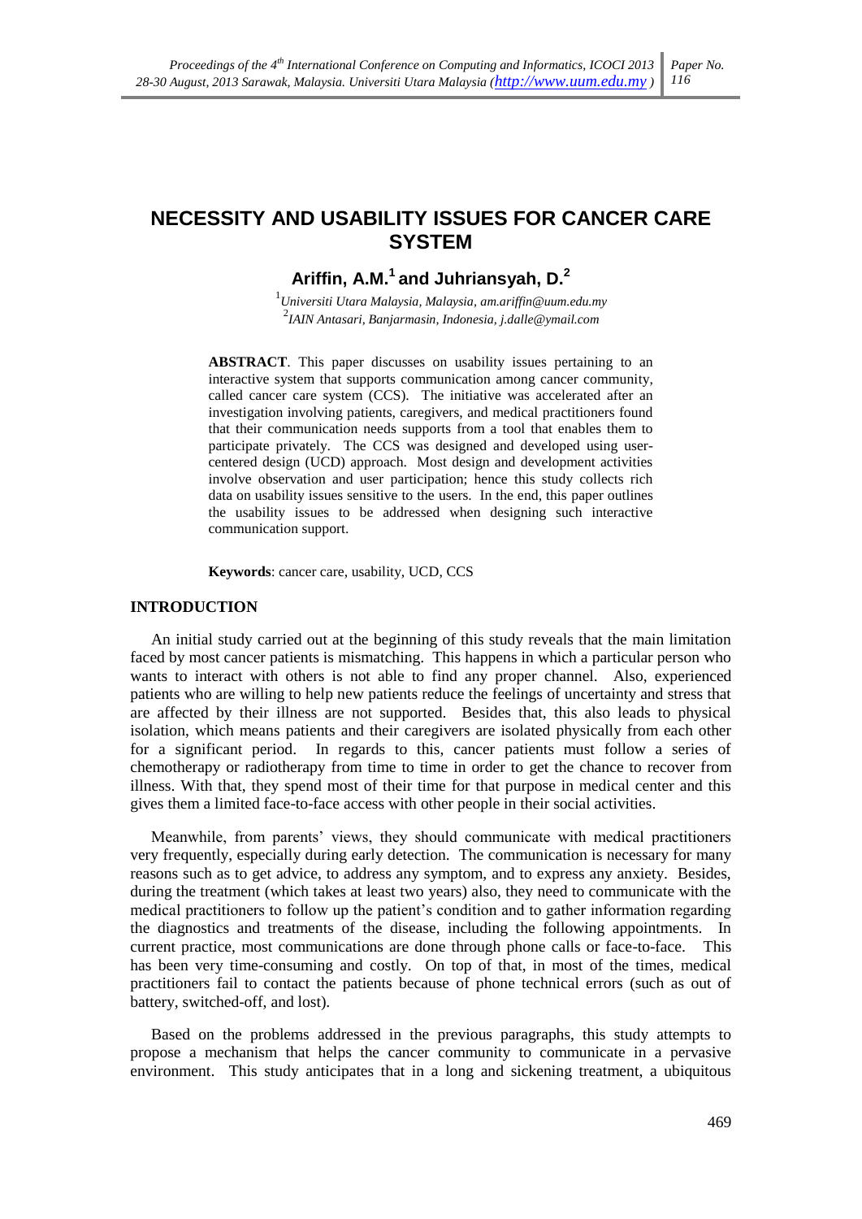# NECESSITY AND USABILITY ISSUES FOR CANCER CARE SYSTEM

**Ariffin, A.M.[1] and Juhriansyah, D.[2]**

[1]*Universiti Utara Malaysia, Malaysia, am.ariffin@uum.edu.my*
[2]*IAIN Antasari, Banjarmasin, Indonesia, j.dalle@ymail.com*

**ABSTRACT**. This paper discusses on usability issues pertaining to an interactive system that supports communication among cancer community, called cancer care system (CCS). The initiative was accelerated after an investigation involving patients, caregivers, and medical practitioners found that their communication needs supports from a tool that enables them to participate privately. The CCS was designed and developed using user-centered design (UCD) approach. Most design and development activities involve observation and user participation; hence this study collects rich data on usability issues sensitive to the users. In the end, this paper outlines the usability issues to be addressed when designing such interactive communication support.

**Keywords**: cancer care, usability, UCD, CCS

## INTRODUCTION

An initial study carried out at the beginning of this study reveals that the main limitation faced by most cancer patients is mismatching. This happens in which a particular person who wants to interact with others is not able to find any proper channel. Also, experienced patients who are willing to help new patients reduce the feelings of uncertainty and stress that are affected by their illness are not supported. Besides that, this also leads to physical isolation, which means patients and their caregivers are isolated physically from each other for a significant period. In regards to this, cancer patients must follow a series of chemotherapy or radiotherapy from time to time in order to get the chance to recover from illness. With that, they spend most of their time for that purpose in medical center and this gives them a limited face-to-face access with other people in their social activities.

Meanwhile, from parents' views, they should communicate with medical practitioners very frequently, especially during early detection. The communication is necessary for many reasons such as to get advice, to address any symptom, and to express any anxiety. Besides, during the treatment (which takes at least two years) also, they need to communicate with the medical practitioners to follow up the patient's condition and to gather information regarding the diagnostics and treatments of the disease, including the following appointments. In current practice, most communications are done through phone calls or face-to-face. This has been very time-consuming and costly. On top of that, in most of the times, medical practitioners fail to contact the patients because of phone technical errors (such as out of battery, switched-off, and lost).

Based on the problems addressed in the previous paragraphs, this study attempts to propose a mechanism that helps the cancer community to communicate in a pervasive environment. This study anticipates that in a long and sickening treatment, a ubiquitous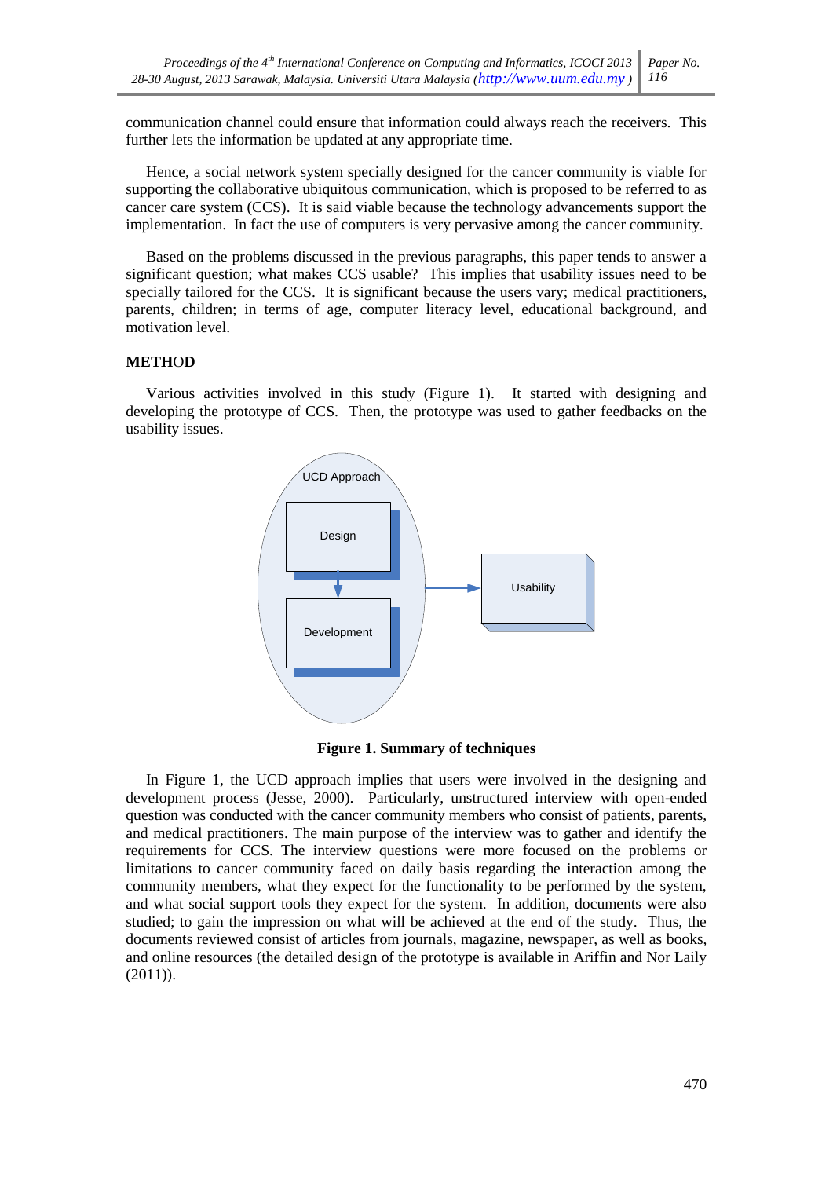communication channel could ensure that information could always reach the receivers. This further lets the information be updated at any appropriate time.

Hence, a social network system specially designed for the cancer community is viable for supporting the collaborative ubiquitous communication, which is proposed to be referred to as cancer care system (CCS). It is said viable because the technology advancements support the implementation. In fact the use of computers is very pervasive among the cancer community.

Based on the problems discussed in the previous paragraphs, this paper tends to answer a significant question; what makes CCS usable? This implies that usability issues need to be specially tailored for the CCS. It is significant because the users vary; medical practitioners, parents, children; in terms of age, computer literacy level, educational background, and motivation level.

## METHOD

Various activities involved in this study (Figure 1). It started with designing and developing the prototype of CCS. Then, the prototype was used to gather feedbacks on the usability issues.

UCD Approach

Design

Development

Usability

**Figure 1. Summary of techniques**

In Figure 1, the UCD approach implies that users were involved in the designing and development process (Jesse, 2000). Particularly, unstructured interview with open-ended question was conducted with the cancer community members who consist of patients, parents, and medical practitioners. The main purpose of the interview was to gather and identify the requirements for CCS. The interview questions were more focused on the problems or limitations to cancer community faced on daily basis regarding the interaction among the community members, what they expect for the functionality to be performed by the system, and what social support tools they expect for the system. In addition, documents were also studied; to gain the impression on what will be achieved at the end of the study. Thus, the documents reviewed consist of articles from journals, magazine, newspaper, as well as books, and online resources (the detailed design of the prototype is available in Ariffin and Nor Laily (2011)).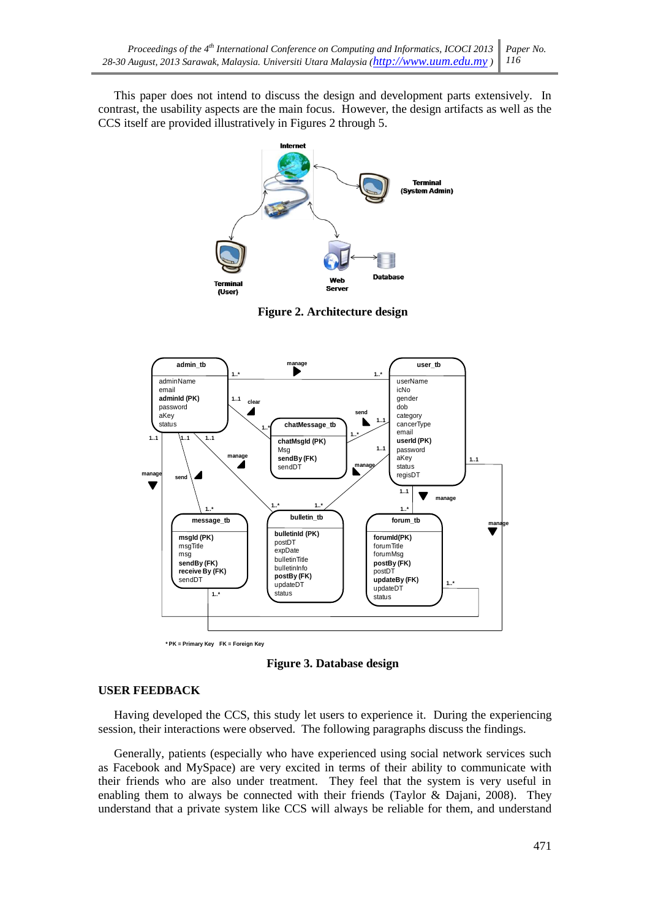This paper does not intend to discuss the design and development parts extensively. In contrast, the usability aspects are the main focus. However, the design artifacts as well as the CCS itself are provided illustratively in Figures 2 through 5.

**Figure 2. Architecture design**

**Figure 3. Database design**

## USER FEEDBACK

Having developed the CCS, this study let users to experience it. During the experiencing session, their interactions were observed. The following paragraphs discuss the findings.

Generally, patients (especially who have experienced using social network services such as Facebook and MySpace) are very excited in terms of their ability to communicate with their friends who are also under treatment. They feel that the system is very useful in enabling them to always be connected with their friends (Taylor & Dajani, 2008). They understand that a private system like CCS will always be reliable for them, and understand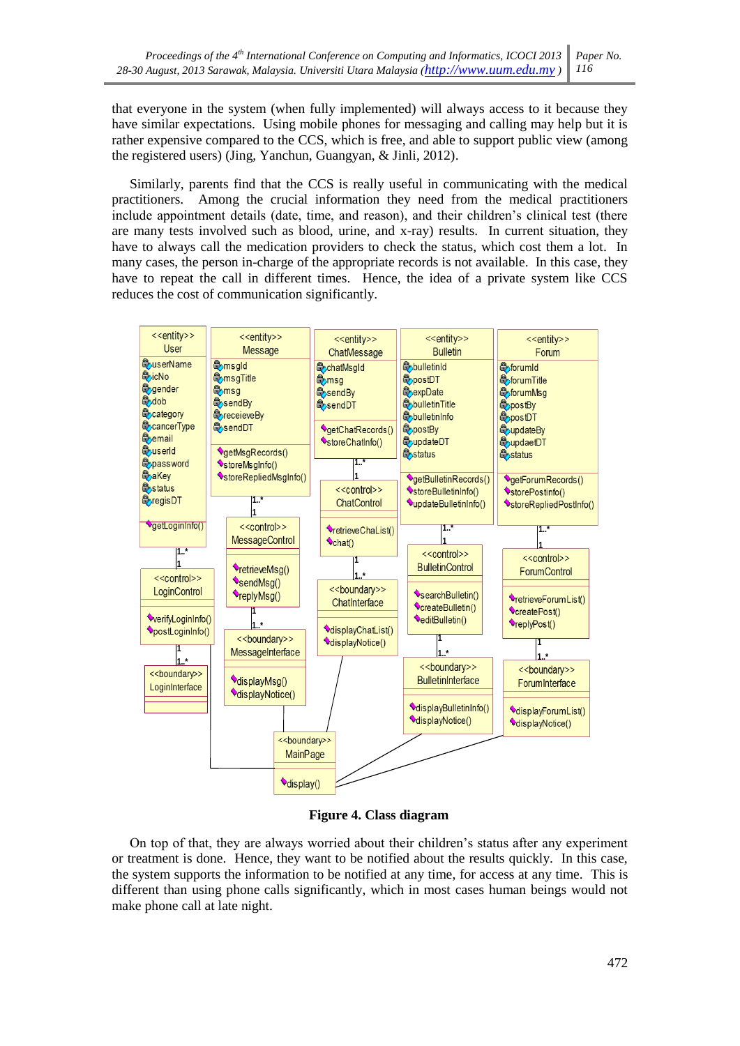that everyone in the system (when fully implemented) will always access to it because they have similar expectations. Using mobile phones for messaging and calling may help but it is rather expensive compared to the CCS, which is free, and able to support public view (among the registered users) (Jing, Yanchun, Guangyan, & Jinli, 2012).

Similarly, parents find that the CCS is really useful in communicating with the medical practitioners. Among the crucial information they need from the medical practitioners include appointment details (date, time, and reason), and their children's clinical test (there are many tests involved such as blood, urine, and x-ray) results. In current situation, they have to always call the medication providers to check the status, which cost them a lot. In many cases, the person in-charge of the appropriate records is not available. In this case, they have to repeat the call in different times. Hence, the idea of a private system like CCS reduces the cost of communication significantly.

**Figure 4. Class diagram**

On top of that, they are always worried about their children's status after any experiment or treatment is done. Hence, they want to be notified about the results quickly. In this case, the system supports the information to be notified at any time, for access at any time. This is different than using phone calls significantly, which in most cases human beings would not make phone call at late night.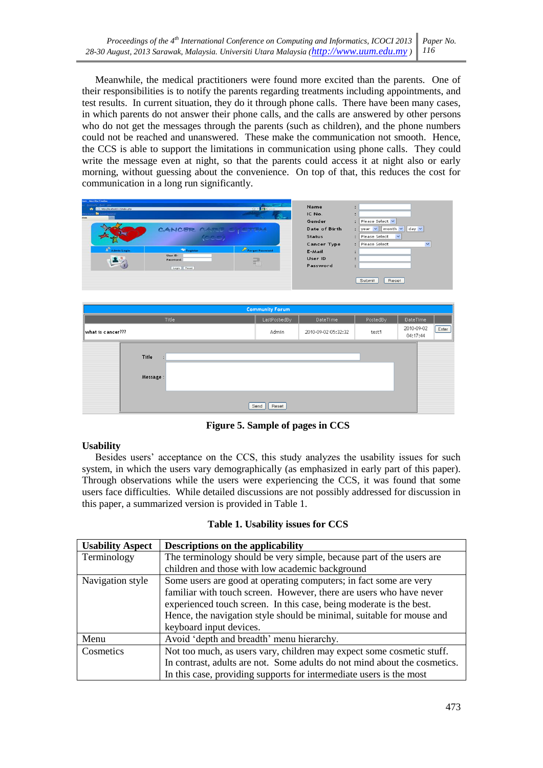Meanwhile, the medical practitioners were found more excited than the parents. One of their responsibilities is to notify the parents regarding treatments including appointments, and test results. In current situation, they do it through phone calls. There have been many cases, in which parents do not answer their phone calls, and the calls are answered by other persons who do not get the messages through the parents (such as children), and the phone numbers could not be reached and unanswered. These make the communication not smooth. Hence, the CCS is able to support the limitations in communication using phone calls. They could write the message even at night, so that the parents could access it at night also or early morning, without guessing about the convenience. On top of that, this reduces the cost for communication in a long run significantly.

**Figure 5. Sample of pages in CCS**

### Usability

Besides users' acceptance on the CCS, this study analyzes the usability issues for such system, in which the users vary demographically (as emphasized in early part of this paper). Through observations while the users were experiencing the CCS, it was found that some users face difficulties. While detailed discussions are not possibly addressed for discussion in this paper, a summarized version is provided in Table 1.

**Table 1. Usability issues for CCS**

| Usability Aspect | Descriptions on the applicability |
|---|---|
| Terminology | The terminology should be very simple, because part of the users are children and those with low academic background |
| Navigation style | Some users are good at operating computers; in fact some are very familiar with touch screen. However, there are users who have never experienced touch screen. In this case, being moderate is the best. Hence, the navigation style should be minimal, suitable for mouse and keyboard input devices. |
| Menu | Avoid 'depth and breadth' menu hierarchy. |
| Cosmetics | Not too much, as users vary, children may expect some cosmetic stuff. In contrast, adults are not. Some adults do not mind about the cosmetics. In this case, providing supports for intermediate users is the most |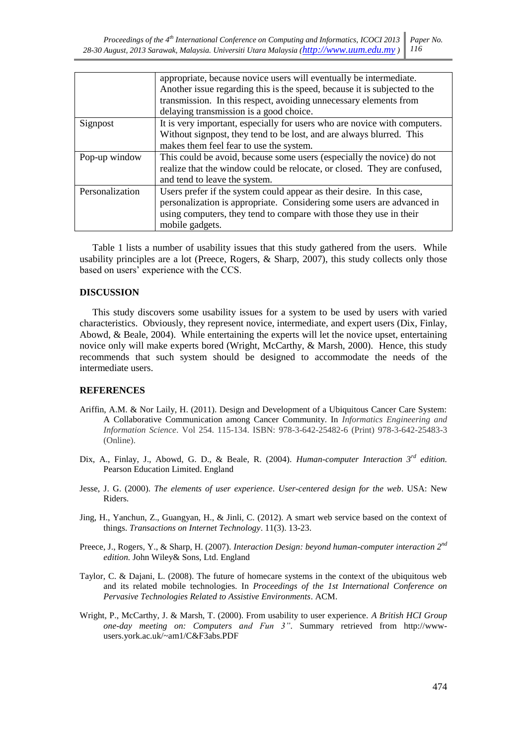| | |
|---|---|
| | appropriate, because novice users will eventually be intermediate. Another issue regarding this is the speed, because it is subjected to the transmission. In this respect, avoiding unnecessary elements from delaying transmission is a good choice. |
| Signpost | It is very important, especially for users who are novice with computers. Without signpost, they tend to be lost, and are always blurred. This makes them feel fear to use the system. |
| Pop-up window | This could be avoid, because some users (especially the novice) do not realize that the window could be relocate, or closed. They are confused, and tend to leave the system. |
| Personalization | Users prefer if the system could appear as their desire. In this case, personalization is appropriate. Considering some users are advanced in using computers, they tend to compare with those they use in their mobile gadgets. |

Table 1 lists a number of usability issues that this study gathered from the users. While usability principles are a lot (Preece, Rogers, & Sharp, 2007), this study collects only those based on users' experience with the CCS.

## DISCUSSION

This study discovers some usability issues for a system to be used by users with varied characteristics. Obviously, they represent novice, intermediate, and expert users (Dix, Finlay, Abowd, & Beale, 2004). While entertaining the experts will let the novice upset, entertaining novice only will make experts bored (Wright, McCarthy, & Marsh, 2000). Hence, this study recommends that such system should be designed to accommodate the needs of the intermediate users.

## REFERENCES

Ariffin, A.M. & Nor Laily, H. (2011). Design and Development of a Ubiquitous Cancer Care System: A Collaborative Communication among Cancer Community. In *Informatics Engineering and Information Science*. Vol 254. 115-134. ISBN: 978-3-642-25482-6 (Print) 978-3-642-25483-3 (Online).

Dix, A., Finlay, J., Abowd, G. D., & Beale, R. (2004). *Human-computer Interaction 3rd edition.* Pearson Education Limited. England

Jesse, J. G. (2000). *The elements of user experience*. *User-centered design for the web*. USA: New Riders.

Jing, H., Yanchun, Z., Guangyan, H., & Jinli, C. (2012). A smart web service based on the context of things. *Transactions on Internet Technology*. 11(3). 13-23.

Preece, J., Rogers, Y., & Sharp, H. (2007). *Interaction Design: beyond human-computer interaction 2nd edition.* John Wiley& Sons, Ltd. England

Taylor, C. & Dajani, L. (2008). The future of homecare systems in the context of the ubiquitous web and its related mobile technologies. In *Proceedings of the 1st International Conference on Pervasive Technologies Related to Assistive Environments*. ACM.

Wright, P., McCarthy, J. & Marsh, T. (2000). From usability to user experience. *A British HCI Group one-day meeting on: Computers and Fun 3"*. Summary retrieved from http://www-users.york.ac.uk/~am1/C&F3abs.PDF